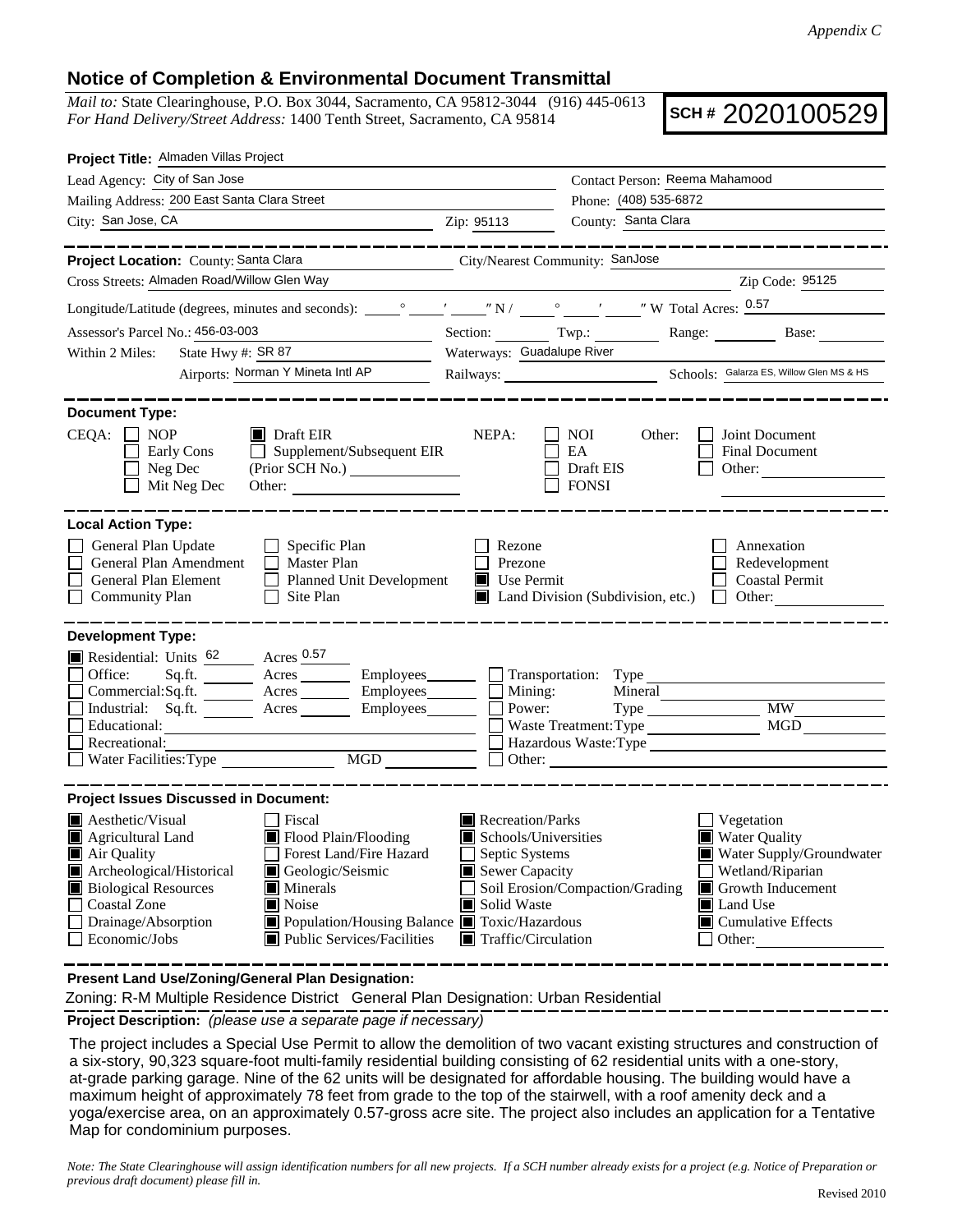*Appendix C*

## Notice of Completion & Environmental Document Transmittal

*Mail to:* State Clearinghouse, P.O. Box 3044, Sacramento, CA 95812-3044 (916) 445-0613
*For Hand Delivery/Street Address:* 1400 Tenth Street, Sacramento, CA 95814

**SCH # 2020100529**

**Project Title:** Almaden Villas Project

Lead Agency: City of San Jose
Contact Person: Reema Mahamood
Mailing Address: 200 East Santa Clara Street
Phone: (408) 535-6872
City: San Jose, CA
Zip: 95113
County: Santa Clara

---

**Project Location:** County: Santa Clara
City/Nearest Community: SanJose
Cross Streets: Almaden Road/Willow Glen Way
Zip Code: 95125
Longitude/Latitude (degrees, minutes and seconds): \_\_\_° \_\_\_′ \_\_\_″ N / \_\_\_° \_\_\_′ \_\_\_″ W Total Acres: 0.57
Assessor's Parcel No.: 456-03-003
Section: \_\_\_ Twp.: \_\_\_ Range: \_\_\_ Base: \_\_\_
Within 2 Miles: State Hwy #: SR 87
Waterways: Guadalupe River
Airports: Norman Y Mineta Intl AP
Railways: \_\_\_
Schools: Galarza ES, Willow Glen MS & HS

---

**Document Type:**

CEQA:
- ☐ NOP
- ☐ Early Cons
- ☐ Neg Dec
- ☐ Mit Neg Dec
- ☒ Draft EIR
- ☐ Supplement/Subsequent EIR (Prior SCH No.) \_\_\_
- Other: \_\_\_

NEPA:
- ☐ NOI
- ☐ EA
- ☐ Draft EIS
- ☐ FONSI

Other:
- ☐ Joint Document
- ☐ Final Document
- ☐ Other: \_\_\_

---

**Local Action Type:**

- ☐ General Plan Update
- ☐ General Plan Amendment
- ☐ General Plan Element
- ☐ Community Plan
- ☐ Specific Plan
- ☐ Master Plan
- ☐ Planned Unit Development
- ☐ Site Plan
- ☐ Rezone
- ☐ Prezone
- ☒ Use Permit
- ☒ Land Division (Subdivision, etc.)
- ☐ Annexation
- ☐ Redevelopment
- ☐ Coastal Permit
- ☐ Other: \_\_\_

---

**Development Type:**

- ☒ Residential: Units 62 Acres 0.57
- ☐ Office: Sq.ft. \_\_\_ Acres \_\_\_ Employees \_\_\_
- ☐ Commercial: Sq.ft. \_\_\_ Acres \_\_\_ Employees \_\_\_
- ☐ Industrial: Sq.ft. \_\_\_ Acres \_\_\_ Employees \_\_\_
- ☐ Educational: \_\_\_
- ☐ Recreational: \_\_\_
- ☐ Water Facilities: Type \_\_\_ MGD \_\_\_
- ☐ Transportation: Type \_\_\_
- ☐ Mining: Mineral \_\_\_
- ☐ Power: Type \_\_\_ MW \_\_\_
- ☐ Waste Treatment: Type \_\_\_ MGD \_\_\_
- ☐ Hazardous Waste: Type \_\_\_
- ☐ Other: \_\_\_

---

**Project Issues Discussed in Document:**

- ☒ Aesthetic/Visual
- ☒ Agricultural Land
- ☒ Air Quality
- ☒ Archeological/Historical
- ☒ Biological Resources
- ☐ Coastal Zone
- ☐ Drainage/Absorption
- ☐ Economic/Jobs
- ☐ Fiscal
- ☒ Flood Plain/Flooding
- ☐ Forest Land/Fire Hazard
- ☒ Geologic/Seismic
- ☒ Minerals
- ☒ Noise
- ☒ Population/Housing Balance
- ☒ Public Services/Facilities
- ☒ Recreation/Parks
- ☒ Schools/Universities
- ☐ Septic Systems
- ☒ Sewer Capacity
- ☐ Soil Erosion/Compaction/Grading
- ☒ Solid Waste
- ☒ Toxic/Hazardous
- ☒ Traffic/Circulation
- ☐ Vegetation
- ☒ Water Quality
- ☒ Water Supply/Groundwater
- ☐ Wetland/Riparian
- ☒ Growth Inducement
- ☒ Land Use
- ☒ Cumulative Effects
- ☐ Other: \_\_\_

---

**Present Land Use/Zoning/General Plan Designation:**

Zoning: R-M Multiple Residence District General Plan Designation: Urban Residential

**Project Description:** *(please use a separate page if necessary)*

The project includes a Special Use Permit to allow the demolition of two vacant existing structures and construction of a six-story, 90,323 square-foot multi-family residential building consisting of 62 residential units with a one-story, at-grade parking garage. Nine of the 62 units will be designated for affordable housing. The building would have a maximum height of approximately 78 feet from grade to the top of the stairwell, with a roof amenity deck and a yoga/exercise area, on an approximately 0.57-gross acre site. The project also includes an application for a Tentative Map for condominium purposes.

*Note: The State Clearinghouse will assign identification numbers for all new projects. If a SCH number already exists for a project (e.g. Notice of Preparation or previous draft document) please fill in.*

Revised 2010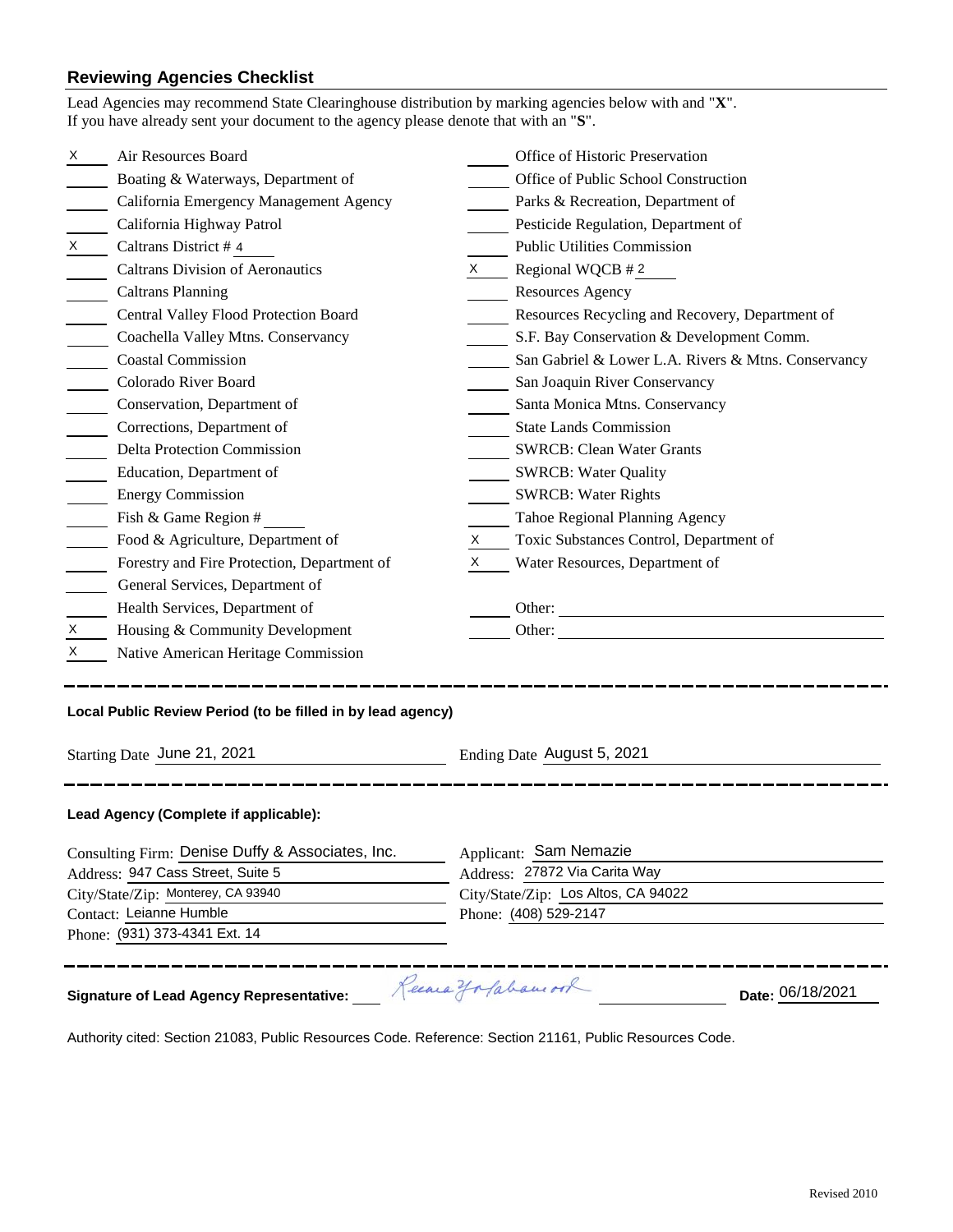## Reviewing Agencies Checklist

Lead Agencies may recommend State Clearinghouse distribution by marking agencies below with and "**X**".
If you have already sent your document to the agency please denote that with an "**S**".

| | | | |
|---|---|---|---|
| X | Air Resources Board | | Office of Historic Preservation |
| | Boating & Waterways, Department of | | Office of Public School Construction |
| | California Emergency Management Agency | | Parks & Recreation, Department of |
| | California Highway Patrol | | Pesticide Regulation, Department of |
| X | Caltrans District # 4 | | Public Utilities Commission |
| | Caltrans Division of Aeronautics | X | Regional WQCB # 2 |
| | Caltrans Planning | | Resources Agency |
| | Central Valley Flood Protection Board | | Resources Recycling and Recovery, Department of |
| | Coachella Valley Mtns. Conservancy | | S.F. Bay Conservation & Development Comm. |
| | Coastal Commission | | San Gabriel & Lower L.A. Rivers & Mtns. Conservancy |
| | Colorado River Board | | San Joaquin River Conservancy |
| | Conservation, Department of | | Santa Monica Mtns. Conservancy |
| | Corrections, Department of | | State Lands Commission |
| | Delta Protection Commission | | SWRCB: Clean Water Grants |
| | Education, Department of | | SWRCB: Water Quality |
| | Energy Commission | | SWRCB: Water Rights |
| | Fish & Game Region # | | Tahoe Regional Planning Agency |
| | Food & Agriculture, Department of | X | Toxic Substances Control, Department of |
| | Forestry and Fire Protection, Department of | X | Water Resources, Department of |
| | General Services, Department of | | |
| | Health Services, Department of | | Other: |
| X | Housing & Community Development | | Other: |
| X | Native American Heritage Commission | | |

---

**Local Public Review Period (to be filled in by lead agency)**

Starting Date June 21, 2021 Ending Date August 5, 2021

---

**Lead Agency (Complete if applicable):**

| | |
|---|---|
| Consulting Firm: Denise Duffy & Associates, Inc. | Applicant: Sam Nemazie |
| Address: 947 Cass Street, Suite 5 | Address: 27872 Via Carita Way |
| City/State/Zip: Monterey, CA 93940 | City/State/Zip: Los Altos, CA 94022 |
| Contact: Leianne Humble | Phone: (408) 529-2147 |
| Phone: (931) 373-4341 Ext. 14 | |

---

**Signature of Lead Agency Representative:** Reena Yofabaunor **Date:** 06/18/2021

Authority cited: Section 21083, Public Resources Code. Reference: Section 21161, Public Resources Code.

Revised 2010